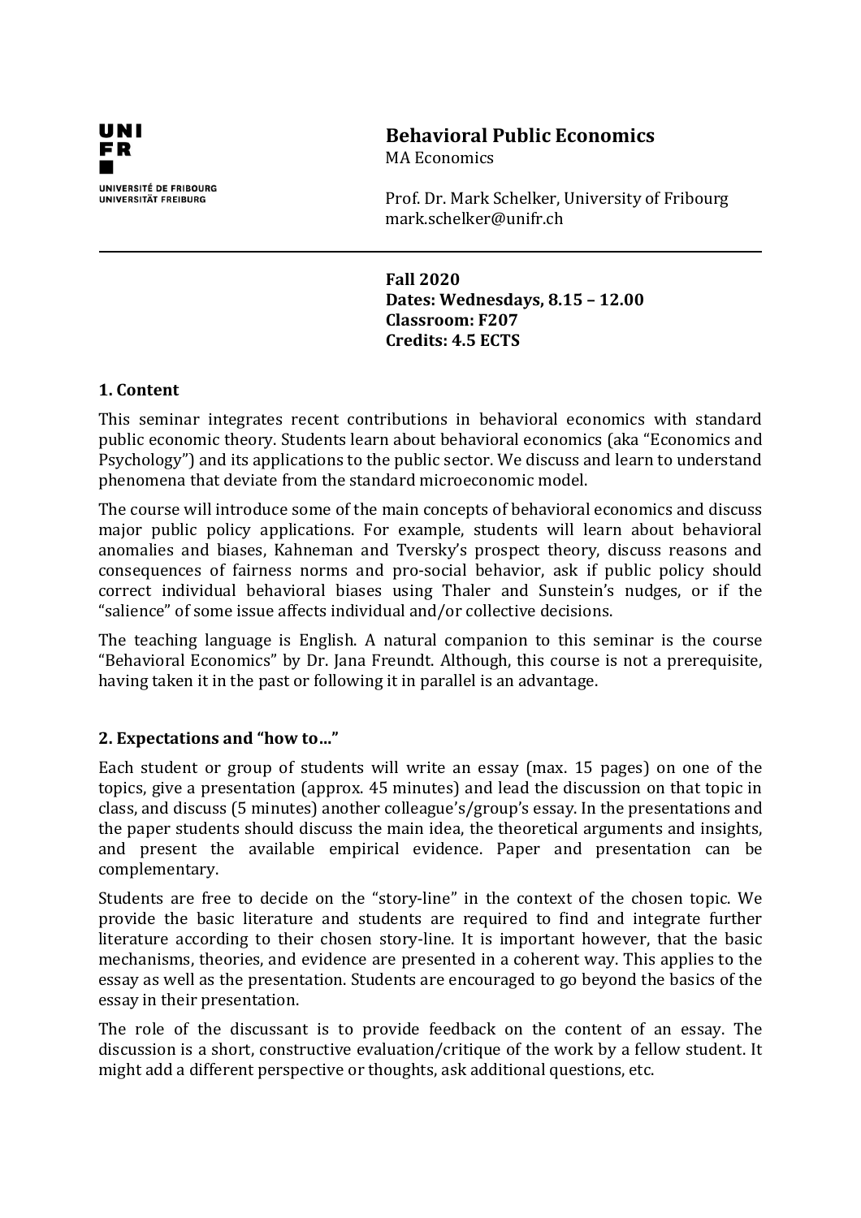UNI
FR
UNIVERSITÉ DE FRIBOURG
UNIVERSITÄT FREIBURG

# Behavioral Public Economics

MA Economics

Prof. Dr. Mark Schelker, University of Fribourg
mark.schelker@unifr.ch

---

**Fall 2020**
**Dates: Wednesdays, 8.15 – 12.00**
**Classroom: F207**
**Credits: 4.5 ECTS**

## 1. Content

This seminar integrates recent contributions in behavioral economics with standard public economic theory. Students learn about behavioral economics (aka "Economics and Psychology") and its applications to the public sector. We discuss and learn to understand phenomena that deviate from the standard microeconomic model.

The course will introduce some of the main concepts of behavioral economics and discuss major public policy applications. For example, students will learn about behavioral anomalies and biases, Kahneman and Tversky's prospect theory, discuss reasons and consequences of fairness norms and pro-social behavior, ask if public policy should correct individual behavioral biases using Thaler and Sunstein's nudges, or if the "salience" of some issue affects individual and/or collective decisions.

The teaching language is English. A natural companion to this seminar is the course "Behavioral Economics" by Dr. Jana Freundt. Although, this course is not a prerequisite, having taken it in the past or following it in parallel is an advantage.

## 2. Expectations and "how to…"

Each student or group of students will write an essay (max. 15 pages) on one of the topics, give a presentation (approx. 45 minutes) and lead the discussion on that topic in class, and discuss (5 minutes) another colleague's/group's essay. In the presentations and the paper students should discuss the main idea, the theoretical arguments and insights, and present the available empirical evidence. Paper and presentation can be complementary.

Students are free to decide on the "story-line" in the context of the chosen topic. We provide the basic literature and students are required to find and integrate further literature according to their chosen story-line. It is important however, that the basic mechanisms, theories, and evidence are presented in a coherent way. This applies to the essay as well as the presentation. Students are encouraged to go beyond the basics of the essay in their presentation.

The role of the discussant is to provide feedback on the content of an essay. The discussion is a short, constructive evaluation/critique of the work by a fellow student. It might add a different perspective or thoughts, ask additional questions, etc.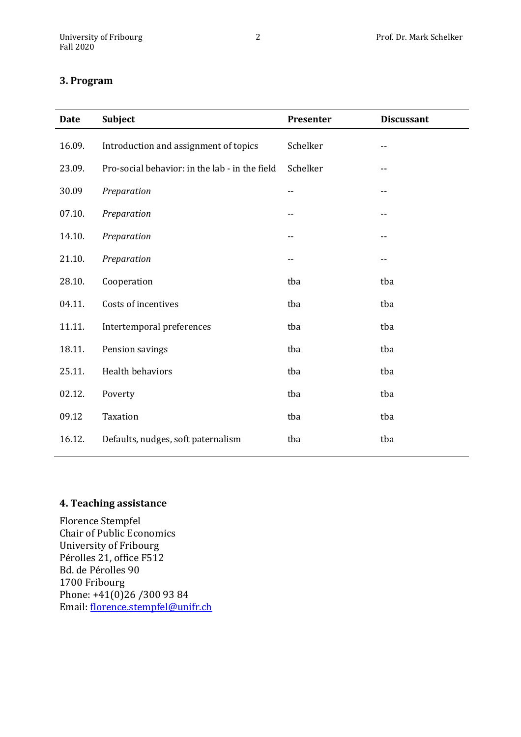## 3. Program

| Date | Subject | Presenter | Discussant |
|---|---|---|---|
| 16.09. | Introduction and assignment of topics | Schelker | -- |
| 23.09. | Pro-social behavior: in the lab - in the field | Schelker | -- |
| 30.09 | *Preparation* | -- | -- |
| 07.10. | *Preparation* | -- | -- |
| 14.10. | *Preparation* | -- | -- |
| 21.10. | *Preparation* | -- | -- |
| 28.10. | Cooperation | tba | tba |
| 04.11. | Costs of incentives | tba | tba |
| 11.11. | Intertemporal preferences | tba | tba |
| 18.11. | Pension savings | tba | tba |
| 25.11. | Health behaviors | tba | tba |
| 02.12. | Poverty | tba | tba |
| 09.12 | Taxation | tba | tba |
| 16.12. | Defaults, nudges, soft paternalism | tba | tba |

## 4. Teaching assistance

Florence Stempfel
Chair of Public Economics
University of Fribourg
Pérolles 21, office F512
Bd. de Pérolles 90
1700 Fribourg
Phone: +41(0)26 /300 93 84
Email: florence.stempfel@unifr.ch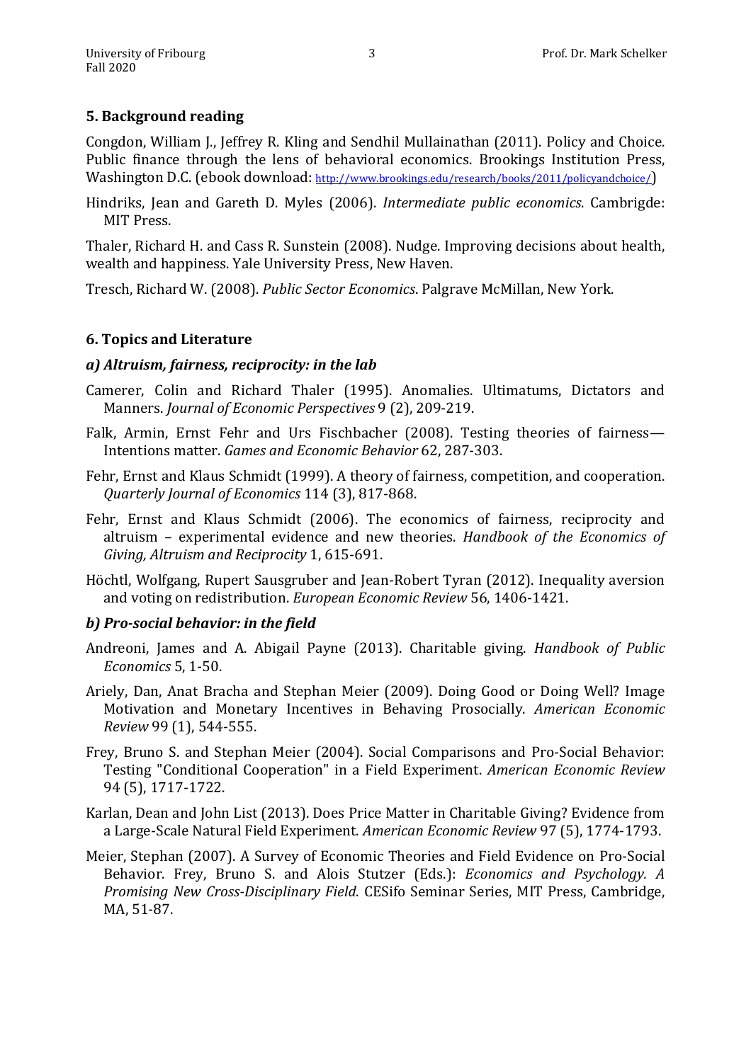### 5. Background reading

Congdon, William J., Jeffrey R. Kling and Sendhil Mullainathan (2011). Policy and Choice. Public finance through the lens of behavioral economics. Brookings Institution Press, Washington D.C. (ebook download: http://www.brookings.edu/research/books/2011/policyandchoice/)

Hindriks, Jean and Gareth D. Myles (2006). *Intermediate public economics*. Cambrigde: MIT Press.

Thaler, Richard H. and Cass R. Sunstein (2008). Nudge. Improving decisions about health, wealth and happiness. Yale University Press, New Haven.

Tresch, Richard W. (2008). *Public Sector Economics*. Palgrave McMillan, New York.

### 6. Topics and Literature

#### *a) Altruism, fairness, reciprocity: in the lab*

Camerer, Colin and Richard Thaler (1995). Anomalies. Ultimatums, Dictators and Manners. *Journal of Economic Perspectives* 9 (2), 209-219.

Falk, Armin, Ernst Fehr and Urs Fischbacher (2008). Testing theories of fairness—Intentions matter. *Games and Economic Behavior* 62, 287-303.

Fehr, Ernst and Klaus Schmidt (1999). A theory of fairness, competition, and cooperation. *Quarterly Journal of Economics* 114 (3), 817-868.

Fehr, Ernst and Klaus Schmidt (2006). The economics of fairness, reciprocity and altruism – experimental evidence and new theories. *Handbook of the Economics of Giving, Altruism and Reciprocity* 1, 615-691.

Höchtl, Wolfgang, Rupert Sausgruber and Jean-Robert Tyran (2012). Inequality aversion and voting on redistribution. *European Economic Review* 56, 1406-1421.

#### *b) Pro-social behavior: in the field*

Andreoni, James and A. Abigail Payne (2013). Charitable giving. *Handbook of Public Economics* 5, 1-50.

Ariely, Dan, Anat Bracha and Stephan Meier (2009). Doing Good or Doing Well? Image Motivation and Monetary Incentives in Behaving Prosocially. *American Economic Review* 99 (1), 544-555.

Frey, Bruno S. and Stephan Meier (2004). Social Comparisons and Pro-Social Behavior: Testing "Conditional Cooperation" in a Field Experiment. *American Economic Review* 94 (5), 1717-1722.

Karlan, Dean and John List (2013). Does Price Matter in Charitable Giving? Evidence from a Large-Scale Natural Field Experiment. *American Economic Review* 97 (5), 1774-1793.

Meier, Stephan (2007). A Survey of Economic Theories and Field Evidence on Pro-Social Behavior. Frey, Bruno S. and Alois Stutzer (Eds.): *Economics and Psychology. A Promising New Cross-Disciplinary Field*. CESifo Seminar Series, MIT Press, Cambridge, MA, 51-87.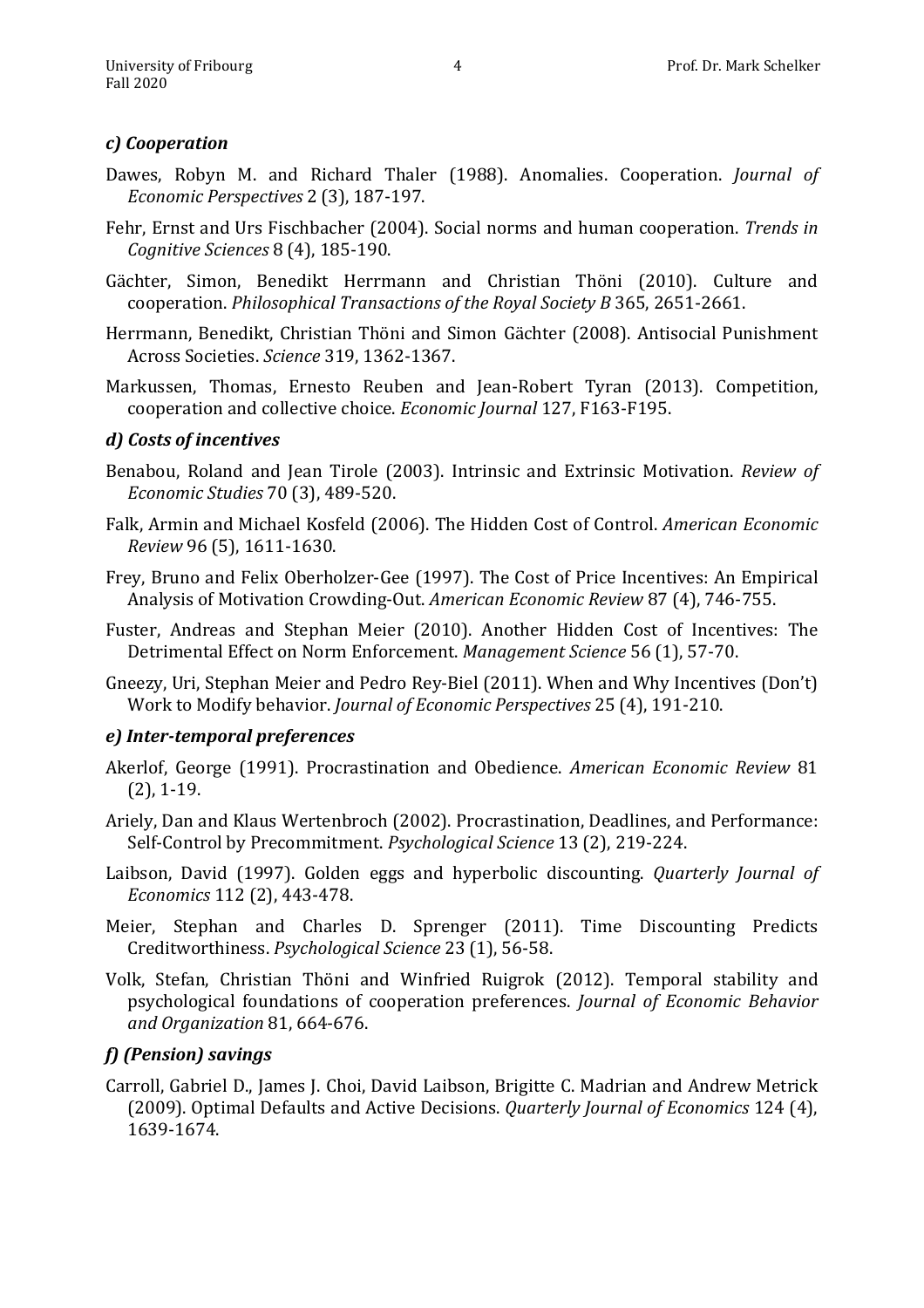### *c) Cooperation*

Dawes, Robyn M. and Richard Thaler (1988). Anomalies. Cooperation. *Journal of Economic Perspectives* 2 (3), 187-197.

Fehr, Ernst and Urs Fischbacher (2004). Social norms and human cooperation. *Trends in Cognitive Sciences* 8 (4), 185-190.

Gächter, Simon, Benedikt Herrmann and Christian Thöni (2010). Culture and cooperation. *Philosophical Transactions of the Royal Society B* 365, 2651-2661.

Herrmann, Benedikt, Christian Thöni and Simon Gächter (2008). Antisocial Punishment Across Societies. *Science* 319, 1362-1367.

Markussen, Thomas, Ernesto Reuben and Jean-Robert Tyran (2013). Competition, cooperation and collective choice. *Economic Journal* 127, F163-F195.

### *d) Costs of incentives*

Benabou, Roland and Jean Tirole (2003). Intrinsic and Extrinsic Motivation. *Review of Economic Studies* 70 (3), 489-520.

Falk, Armin and Michael Kosfeld (2006). The Hidden Cost of Control. *American Economic Review* 96 (5), 1611-1630.

Frey, Bruno and Felix Oberholzer-Gee (1997). The Cost of Price Incentives: An Empirical Analysis of Motivation Crowding-Out. *American Economic Review* 87 (4), 746-755.

Fuster, Andreas and Stephan Meier (2010). Another Hidden Cost of Incentives: The Detrimental Effect on Norm Enforcement. *Management Science* 56 (1), 57-70.

Gneezy, Uri, Stephan Meier and Pedro Rey-Biel (2011). When and Why Incentives (Don't) Work to Modify behavior. *Journal of Economic Perspectives* 25 (4), 191-210.

### *e) Inter-temporal preferences*

Akerlof, George (1991). Procrastination and Obedience. *American Economic Review* 81 (2), 1-19.

Ariely, Dan and Klaus Wertenbroch (2002). Procrastination, Deadlines, and Performance: Self-Control by Precommitment. *Psychological Science* 13 (2), 219-224.

Laibson, David (1997). Golden eggs and hyperbolic discounting. *Quarterly Journal of Economics* 112 (2), 443-478.

Meier, Stephan and Charles D. Sprenger (2011). Time Discounting Predicts Creditworthiness. *Psychological Science* 23 (1), 56-58.

Volk, Stefan, Christian Thöni and Winfried Ruigrok (2012). Temporal stability and psychological foundations of cooperation preferences. *Journal of Economic Behavior and Organization* 81, 664-676.

### *f) (Pension) savings*

Carroll, Gabriel D., James J. Choi, David Laibson, Brigitte C. Madrian and Andrew Metrick (2009). Optimal Defaults and Active Decisions. *Quarterly Journal of Economics* 124 (4), 1639-1674.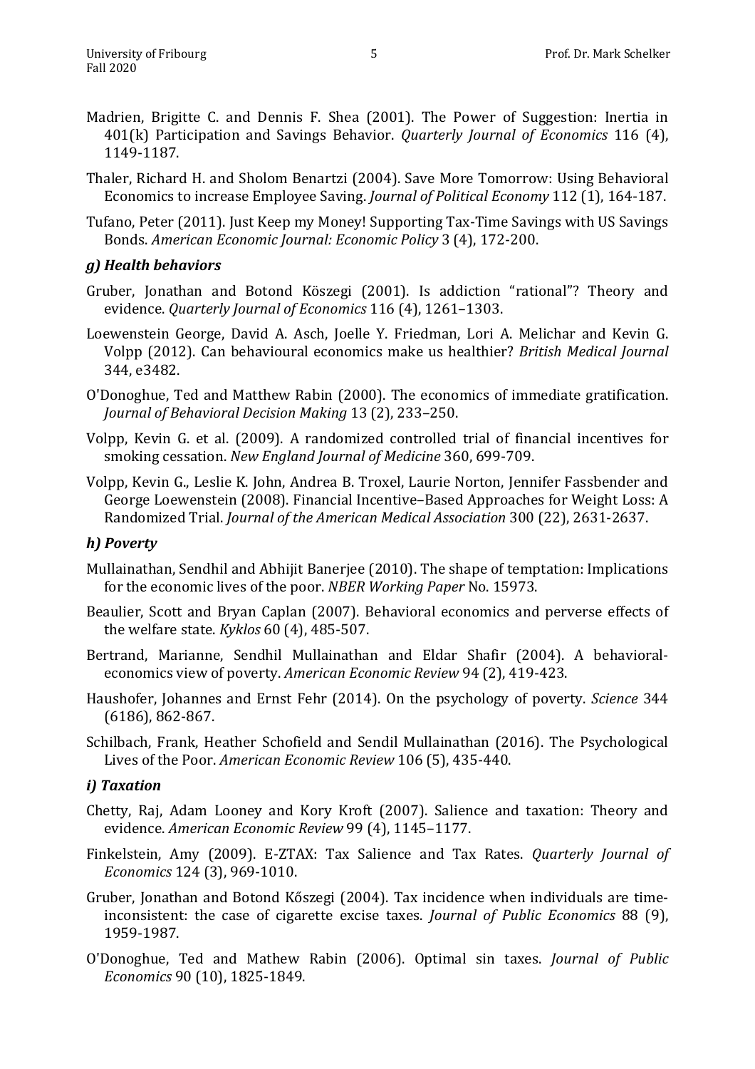Madrien, Brigitte C. and Dennis F. Shea (2001). The Power of Suggestion: Inertia in 401(k) Participation and Savings Behavior. *Quarterly Journal of Economics* 116 (4), 1149-1187.

Thaler, Richard H. and Sholom Benartzi (2004). Save More Tomorrow: Using Behavioral Economics to increase Employee Saving. *Journal of Political Economy* 112 (1), 164-187.

Tufano, Peter (2011). Just Keep my Money! Supporting Tax-Time Savings with US Savings Bonds. *American Economic Journal: Economic Policy* 3 (4), 172-200.

### *g) Health behaviors*

Gruber, Jonathan and Botond Köszegi (2001). Is addiction "rational"? Theory and evidence. *Quarterly Journal of Economics* 116 (4), 1261–1303.

Loewenstein George, David A. Asch, Joelle Y. Friedman, Lori A. Melichar and Kevin G. Volpp (2012). Can behavioural economics make us healthier? *British Medical Journal* 344, e3482.

O'Donoghue, Ted and Matthew Rabin (2000). The economics of immediate gratification. *Journal of Behavioral Decision Making* 13 (2), 233–250.

Volpp, Kevin G. et al. (2009). A randomized controlled trial of financial incentives for smoking cessation. *New England Journal of Medicine* 360, 699-709.

Volpp, Kevin G., Leslie K. John, Andrea B. Troxel, Laurie Norton, Jennifer Fassbender and George Loewenstein (2008). Financial Incentive–Based Approaches for Weight Loss: A Randomized Trial. *Journal of the American Medical Association* 300 (22), 2631-2637.

### *h) Poverty*

Mullainathan, Sendhil and Abhijit Banerjee (2010). The shape of temptation: Implications for the economic lives of the poor. *NBER Working Paper* No. 15973.

Beaulier, Scott and Bryan Caplan (2007). Behavioral economics and perverse effects of the welfare state. *Kyklos* 60 (4), 485-507.

Bertrand, Marianne, Sendhil Mullainathan and Eldar Shafir (2004). A behavioral-economics view of poverty. *American Economic Review* 94 (2), 419-423.

Haushofer, Johannes and Ernst Fehr (2014). On the psychology of poverty. *Science* 344 (6186), 862-867.

Schilbach, Frank, Heather Schofield and Sendil Mullainathan (2016). The Psychological Lives of the Poor. *American Economic Review* 106 (5), 435-440.

### *i) Taxation*

Chetty, Raj, Adam Looney and Kory Kroft (2007). Salience and taxation: Theory and evidence. *American Economic Review* 99 (4), 1145–1177.

Finkelstein, Amy (2009). E-ZTAX: Tax Salience and Tax Rates. *Quarterly Journal of Economics* 124 (3), 969-1010.

Gruber, Jonathan and Botond Kőszegi (2004). Tax incidence when individuals are time-inconsistent: the case of cigarette excise taxes. *Journal of Public Economics* 88 (9), 1959-1987.

O'Donoghue, Ted and Mathew Rabin (2006). Optimal sin taxes. *Journal of Public Economics* 90 (10), 1825-1849.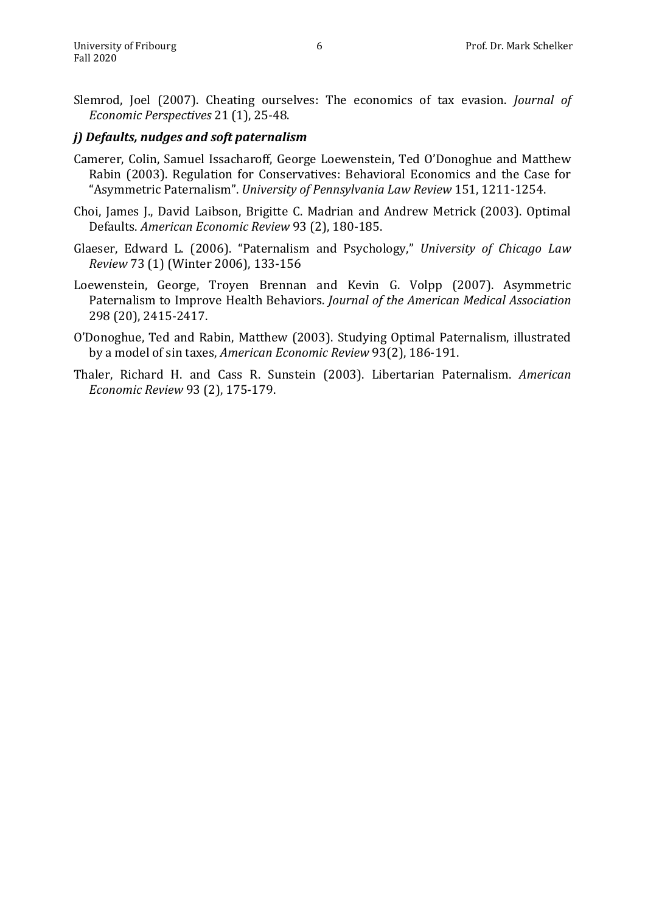Slemrod, Joel (2007). Cheating ourselves: The economics of tax evasion. *Journal of Economic Perspectives* 21 (1), 25-48.

### *j) Defaults, nudges and soft paternalism*

Camerer, Colin, Samuel Issacharoff, George Loewenstein, Ted O'Donoghue and Matthew Rabin (2003). Regulation for Conservatives: Behavioral Economics and the Case for "Asymmetric Paternalism". *University of Pennsylvania Law Review* 151, 1211-1254.

Choi, James J., David Laibson, Brigitte C. Madrian and Andrew Metrick (2003). Optimal Defaults. *American Economic Review* 93 (2), 180-185.

Glaeser, Edward L. (2006). "Paternalism and Psychology," *University of Chicago Law Review* 73 (1) (Winter 2006), 133-156

Loewenstein, George, Troyen Brennan and Kevin G. Volpp (2007). Asymmetric Paternalism to Improve Health Behaviors. *Journal of the American Medical Association* 298 (20), 2415-2417.

O'Donoghue, Ted and Rabin, Matthew (2003). Studying Optimal Paternalism, illustrated by a model of sin taxes, *American Economic Review* 93(2), 186-191.

Thaler, Richard H. and Cass R. Sunstein (2003). Libertarian Paternalism. *American Economic Review* 93 (2), 175-179.